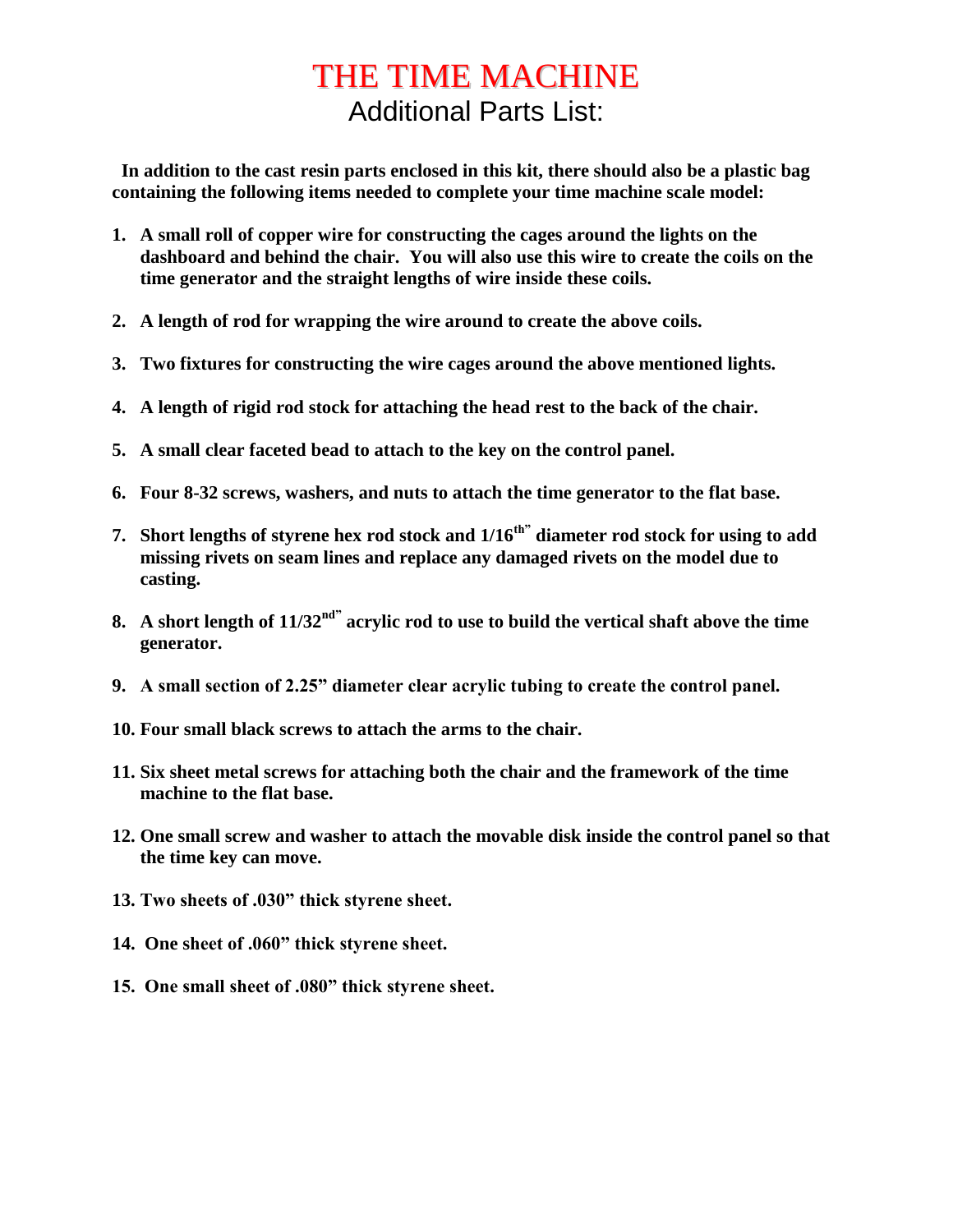# THE TIME MACHINE

## Additional Parts List:

**In addition to the cast resin parts enclosed in this kit, there should also be a plastic bag containing the following items needed to complete your time machine scale model:**

1. **A small roll of copper wire for constructing the cages around the lights on the dashboard and behind the chair. You will also use this wire to create the coils on the time generator and the straight lengths of wire inside these coils.**
2. **A length of rod for wrapping the wire around to create the above coils.**
3. **Two fixtures for constructing the wire cages around the above mentioned lights.**
4. **A length of rigid rod stock for attaching the head rest to the back of the chair.**
5. **A small clear faceted bead to attach to the key on the control panel.**
6. **Four 8-32 screws, washers, and nuts to attach the time generator to the flat base.**
7. **Short lengths of styrene hex rod stock and 1/16th" diameter rod stock for using to add missing rivets on seam lines and replace any damaged rivets on the model due to casting.**
8. **A short length of 11/32nd" acrylic rod to use to build the vertical shaft above the time generator.**
9. **A small section of 2.25" diameter clear acrylic tubing to create the control panel.**
10. **Four small black screws to attach the arms to the chair.**
11. **Six sheet metal screws for attaching both the chair and the framework of the time machine to the flat base.**
12. **One small screw and washer to attach the movable disk inside the control panel so that the time key can move.**
13. **Two sheets of .030" thick styrene sheet.**
14. **One sheet of .060" thick styrene sheet.**
15. **One small sheet of .080" thick styrene sheet.**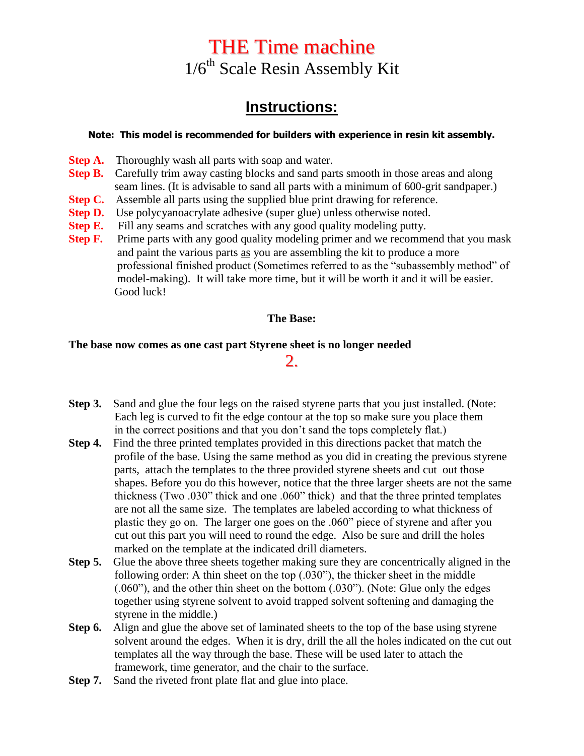# THE Time machine

## 1/6th Scale Resin Assembly Kit

## Instructions:

**Note: This model is recommended for builders with experience in resin kit assembly.**

**Step A.** Thoroughly wash all parts with soap and water.

**Step B.** Carefully trim away casting blocks and sand parts smooth in those areas and along seam lines. (It is advisable to sand all parts with a minimum of 600-grit sandpaper.)

**Step C.** Assemble all parts using the supplied blue print drawing for reference.

**Step D.** Use polycyanoacrylate adhesive (super glue) unless otherwise noted.

**Step E.** Fill any seams and scratches with any good quality modeling putty.

**Step F.** Prime parts with any good quality modeling primer and we recommend that you mask and paint the various parts as you are assembling the kit to produce a more professional finished product (Sometimes referred to as the "subassembly method" of model-making). It will take more time, but it will be worth it and it will be easier. Good luck!

**The Base:**

**The base now comes as one cast part Styrene sheet is no longer needed**

2.

**Step 3.** Sand and glue the four legs on the raised styrene parts that you just installed. (Note: Each leg is curved to fit the edge contour at the top so make sure you place them in the correct positions and that you don't sand the tops completely flat.)

**Step 4.** Find the three printed templates provided in this directions packet that match the profile of the base. Using the same method as you did in creating the previous styrene parts, attach the templates to the three provided styrene sheets and cut out those shapes. Before you do this however, notice that the three larger sheets are not the same thickness (Two .030" thick and one .060" thick) and that the three printed templates are not all the same size. The templates are labeled according to what thickness of plastic they go on. The larger one goes on the .060" piece of styrene and after you cut out this part you will need to round the edge. Also be sure and drill the holes marked on the template at the indicated drill diameters.

**Step 5.** Glue the above three sheets together making sure they are concentrically aligned in the following order: A thin sheet on the top (.030"), the thicker sheet in the middle (.060"), and the other thin sheet on the bottom (.030"). (Note: Glue only the edges together using styrene solvent to avoid trapped solvent softening and damaging the styrene in the middle.)

**Step 6.** Align and glue the above set of laminated sheets to the top of the base using styrene solvent around the edges. When it is dry, drill the all the holes indicated on the cut out templates all the way through the base. These will be used later to attach the framework, time generator, and the chair to the surface.

**Step 7.** Sand the riveted front plate flat and glue into place.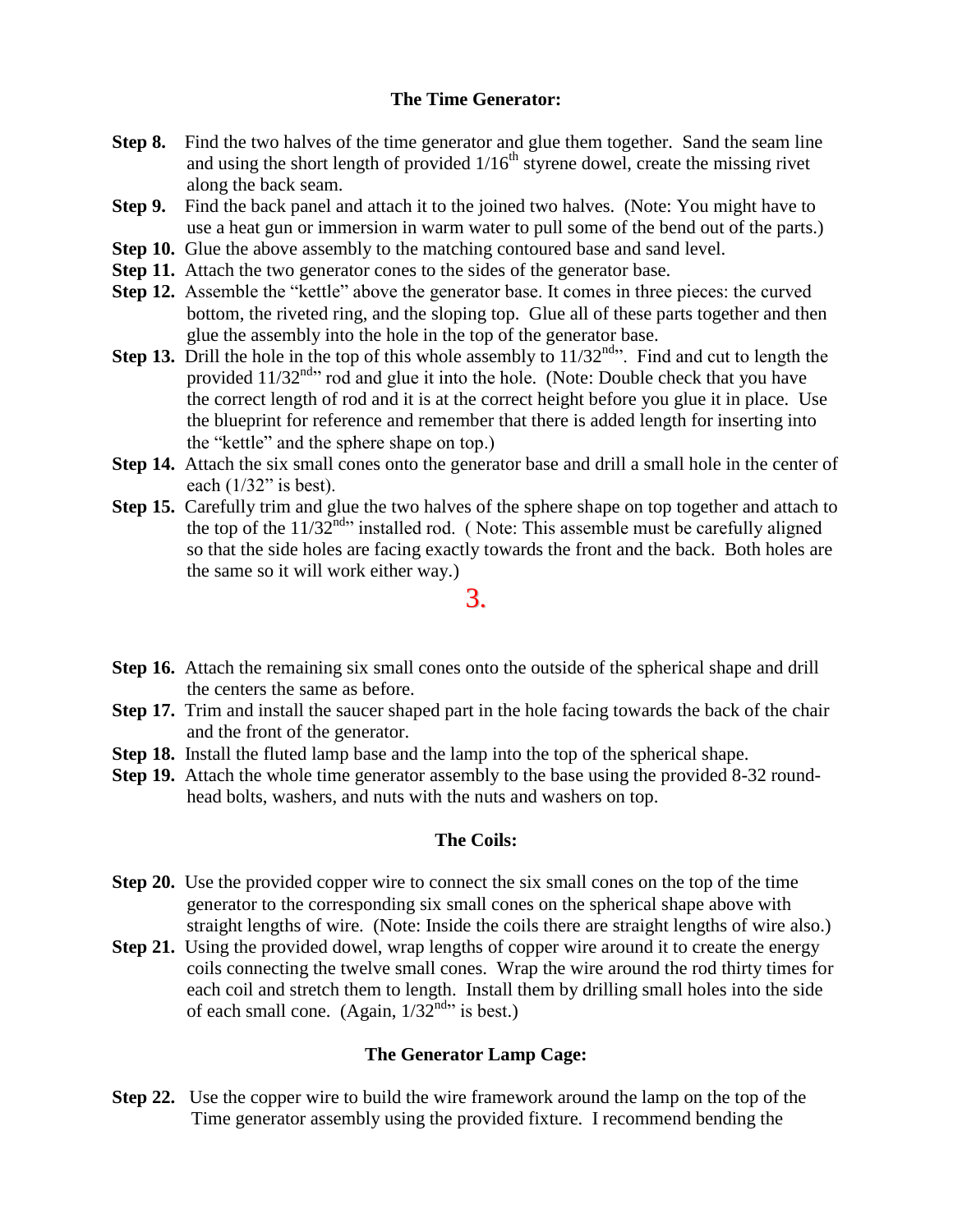### The Time Generator:

**Step 8.** Find the two halves of the time generator and glue them together. Sand the seam line and using the short length of provided 1/16$^{th}$ styrene dowel, create the missing rivet along the back seam.

**Step 9.** Find the back panel and attach it to the joined two halves. (Note: You might have to use a heat gun or immersion in warm water to pull some of the bend out of the parts.)

**Step 10.** Glue the above assembly to the matching contoured base and sand level.

**Step 11.** Attach the two generator cones to the sides of the generator base.

**Step 12.** Assemble the "kettle" above the generator base. It comes in three pieces: the curved bottom, the riveted ring, and the sloping top. Glue all of these parts together and then glue the assembly into the hole in the top of the generator base.

**Step 13.** Drill the hole in the top of this whole assembly to 11/32$^{nd}$". Find and cut to length the provided 11/32$^{nd}$" rod and glue it into the hole. (Note: Double check that you have the correct length of rod and it is at the correct height before you glue it in place. Use the blueprint for reference and remember that there is added length for inserting into the "kettle" and the sphere shape on top.)

**Step 14.** Attach the six small cones onto the generator base and drill a small hole in the center of each (1/32" is best).

**Step 15.** Carefully trim and glue the two halves of the sphere shape on top together and attach to the top of the 11/32$^{nd}$" installed rod. ( Note: This assemble must be carefully aligned so that the side holes are facing exactly towards the front and the back. Both holes are the same so it will work either way.)

**Step 16.** Attach the remaining six small cones onto the outside of the spherical shape and drill the centers the same as before.

**Step 17.** Trim and install the saucer shaped part in the hole facing towards the back of the chair and the front of the generator.

**Step 18.** Install the fluted lamp base and the lamp into the top of the spherical shape.

**Step 19.** Attach the whole time generator assembly to the base using the provided 8-32 round-head bolts, washers, and nuts with the nuts and washers on top.

### The Coils:

**Step 20.** Use the provided copper wire to connect the six small cones on the top of the time generator to the corresponding six small cones on the spherical shape above with straight lengths of wire. (Note: Inside the coils there are straight lengths of wire also.)

**Step 21.** Using the provided dowel, wrap lengths of copper wire around it to create the energy coils connecting the twelve small cones. Wrap the wire around the rod thirty times for each coil and stretch them to length. Install them by drilling small holes into the side of each small cone. (Again, 1/32$^{nd}$" is best.)

### The Generator Lamp Cage:

**Step 22.** Use the copper wire to build the wire framework around the lamp on the top of the Time generator assembly using the provided fixture. I recommend bending the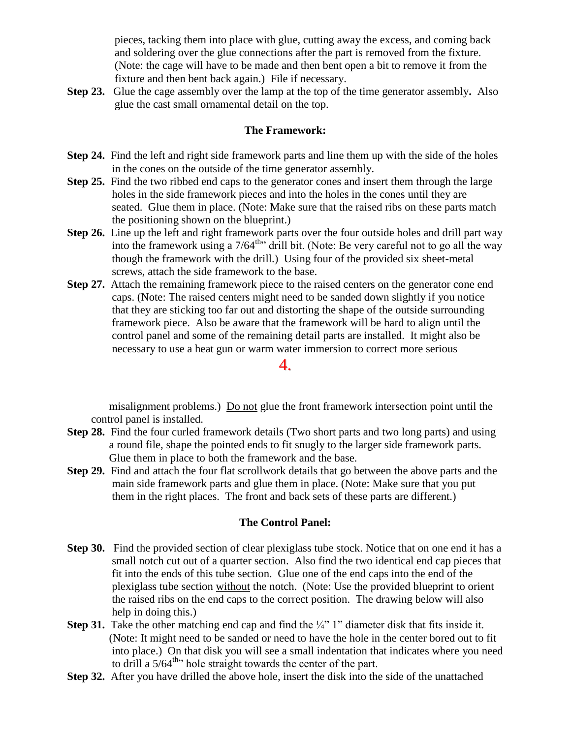pieces, tacking them into place with glue, cutting away the excess, and coming back and soldering over the glue connections after the part is removed from the fixture. (Note: the cage will have to be made and then bent open a bit to remove it from the fixture and then bent back again.) File if necessary.

**Step 23.** Glue the cage assembly over the lamp at the top of the time generator assembly**.** Also glue the cast small ornamental detail on the top.

### The Framework:

**Step 24.** Find the left and right side framework parts and line them up with the side of the holes in the cones on the outside of the time generator assembly.

**Step 25.** Find the two ribbed end caps to the generator cones and insert them through the large holes in the side framework pieces and into the holes in the cones until they are seated. Glue them in place. (Note: Make sure that the raised ribs on these parts match the positioning shown on the blueprint.)

**Step 26.** Line up the left and right framework parts over the four outside holes and drill part way into the framework using a 7/64th" drill bit. (Note: Be very careful not to go all the way though the framework with the drill.) Using four of the provided six sheet-metal screws, attach the side framework to the base.

**Step 27.** Attach the remaining framework piece to the raised centers on the generator cone end caps. (Note: The raised centers might need to be sanded down slightly if you notice that they are sticking too far out and distorting the shape of the outside surrounding framework piece. Also be aware that the framework will be hard to align until the control panel and some of the remaining detail parts are installed. It might also be necessary to use a heat gun or warm water immersion to correct more serious misalignment problems.) Do not glue the front framework intersection point until the control panel is installed.

**Step 28.** Find the four curled framework details (Two short parts and two long parts) and using a round file, shape the pointed ends to fit snugly to the larger side framework parts. Glue them in place to both the framework and the base.

**Step 29.** Find and attach the four flat scrollwork details that go between the above parts and the main side framework parts and glue them in place. (Note: Make sure that you put them in the right places. The front and back sets of these parts are different.)

### The Control Panel:

**Step 30.** Find the provided section of clear plexiglass tube stock. Notice that on one end it has a small notch cut out of a quarter section. Also find the two identical end cap pieces that fit into the ends of this tube section. Glue one of the end caps into the end of the plexiglass tube section without the notch. (Note: Use the provided blueprint to orient the raised ribs on the end caps to the correct position. The drawing below will also help in doing this.)

**Step 31.** Take the other matching end cap and find the ¼" 1" diameter disk that fits inside it. (Note: It might need to be sanded or need to have the hole in the center bored out to fit into place.) On that disk you will see a small indentation that indicates where you need to drill a 5/64th" hole straight towards the center of the part.

**Step 32.** After you have drilled the above hole, insert the disk into the side of the unattached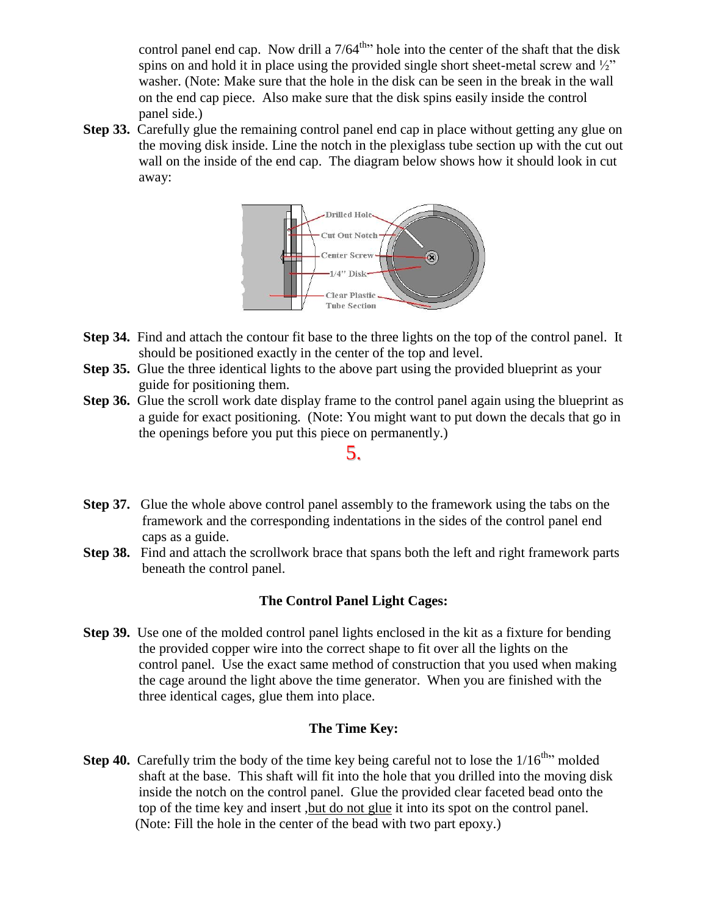control panel end cap. Now drill a 7/64th" hole into the center of the shaft that the disk spins on and hold it in place using the provided single short sheet-metal screw and ½" washer. (Note: Make sure that the hole in the disk can be seen in the break in the wall on the end cap piece. Also make sure that the disk spins easily inside the control panel side.)

**Step 33.** Carefully glue the remaining control panel end cap in place without getting any glue on the moving disk inside. Line the notch in the plexiglass tube section up with the cut out wall on the inside of the end cap. The diagram below shows how it should look in cut away:

Drilled Hole
Cut Out Notch
Center Screw
1/4" Disk
Clear Plastic Tube Section

**Step 34.** Find and attach the contour fit base to the three lights on the top of the control panel. It should be positioned exactly in the center of the top and level.

**Step 35.** Glue the three identical lights to the above part using the provided blueprint as your guide for positioning them.

**Step 36.** Glue the scroll work date display frame to the control panel again using the blueprint as a guide for exact positioning. (Note: You might want to put down the decals that go in the openings before you put this piece on permanently.)

**Step 37.** Glue the whole above control panel assembly to the framework using the tabs on the framework and the corresponding indentations in the sides of the control panel end caps as a guide.

**Step 38.** Find and attach the scrollwork brace that spans both the left and right framework parts beneath the control panel.

## The Control Panel Light Cages:

**Step 39.** Use one of the molded control panel lights enclosed in the kit as a fixture for bending the provided copper wire into the correct shape to fit over all the lights on the control panel. Use the exact same method of construction that you used when making the cage around the light above the time generator. When you are finished with the three identical cages, glue them into place.

## The Time Key:

**Step 40.** Carefully trim the body of the time key being careful not to lose the 1/16th" molded shaft at the base. This shaft will fit into the hole that you drilled into the moving disk inside the notch on the control panel. Glue the provided clear faceted bead onto the top of the time key and insert ,<u>but do not glue</u> it into its spot on the control panel. (Note: Fill the hole in the center of the bead with two part epoxy.)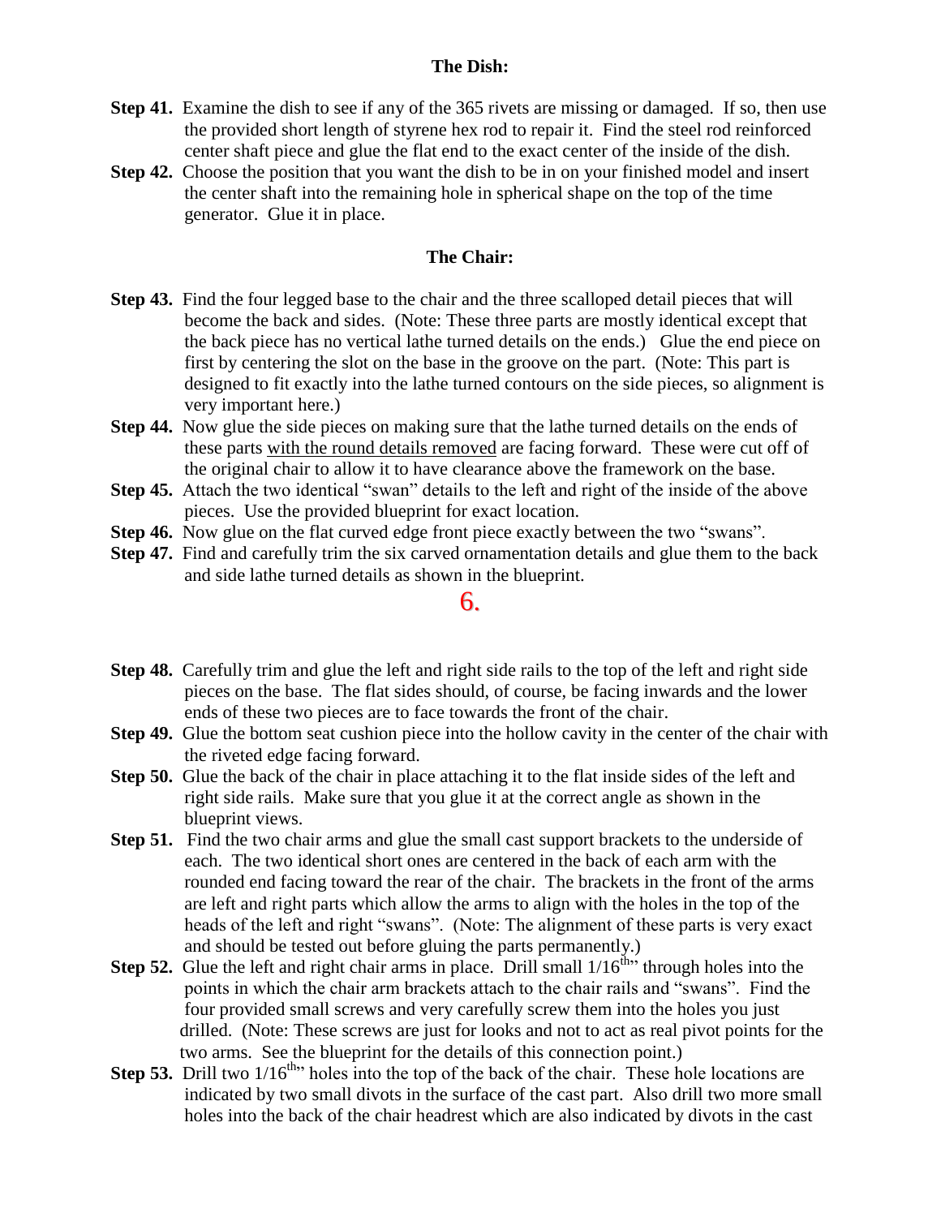### The Dish:

**Step 41.** Examine the dish to see if any of the 365 rivets are missing or damaged. If so, then use the provided short length of styrene hex rod to repair it. Find the steel rod reinforced center shaft piece and glue the flat end to the exact center of the inside of the dish.

**Step 42.** Choose the position that you want the dish to be in on your finished model and insert the center shaft into the remaining hole in spherical shape on the top of the time generator. Glue it in place.

### The Chair:

**Step 43.** Find the four legged base to the chair and the three scalloped detail pieces that will become the back and sides. (Note: These three parts are mostly identical except that the back piece has no vertical lathe turned details on the ends.) Glue the end piece on first by centering the slot on the base in the groove on the part. (Note: This part is designed to fit exactly into the lathe turned contours on the side pieces, so alignment is very important here.)

**Step 44.** Now glue the side pieces on making sure that the lathe turned details on the ends of these parts <u>with the round details removed</u> are facing forward. These were cut off of the original chair to allow it to have clearance above the framework on the base.

**Step 45.** Attach the two identical "swan" details to the left and right of the inside of the above pieces. Use the provided blueprint for exact location.

**Step 46.** Now glue on the flat curved edge front piece exactly between the two "swans".

**Step 47.** Find and carefully trim the six carved ornamentation details and glue them to the back and side lathe turned details as shown in the blueprint.

**Step 48.** Carefully trim and glue the left and right side rails to the top of the left and right side pieces on the base. The flat sides should, of course, be facing inwards and the lower ends of these two pieces are to face towards the front of the chair.

**Step 49.** Glue the bottom seat cushion piece into the hollow cavity in the center of the chair with the riveted edge facing forward.

**Step 50.** Glue the back of the chair in place attaching it to the flat inside sides of the left and right side rails. Make sure that you glue it at the correct angle as shown in the blueprint views.

**Step 51.** Find the two chair arms and glue the small cast support brackets to the underside of each. The two identical short ones are centered in the back of each arm with the rounded end facing toward the rear of the chair. The brackets in the front of the arms are left and right parts which allow the arms to align with the holes in the top of the heads of the left and right "swans". (Note: The alignment of these parts is very exact and should be tested out before gluing the parts permanently.)

**Step 52.** Glue the left and right chair arms in place. Drill small 1/16th" through holes into the points in which the chair arm brackets attach to the chair rails and "swans". Find the four provided small screws and very carefully screw them into the holes you just drilled. (Note: These screws are just for looks and not to act as real pivot points for the two arms. See the blueprint for the details of this connection point.)

**Step 53.** Drill two 1/16th" holes into the top of the back of the chair. These hole locations are indicated by two small divots in the surface of the cast part. Also drill two more small holes into the back of the chair headrest which are also indicated by divots in the cast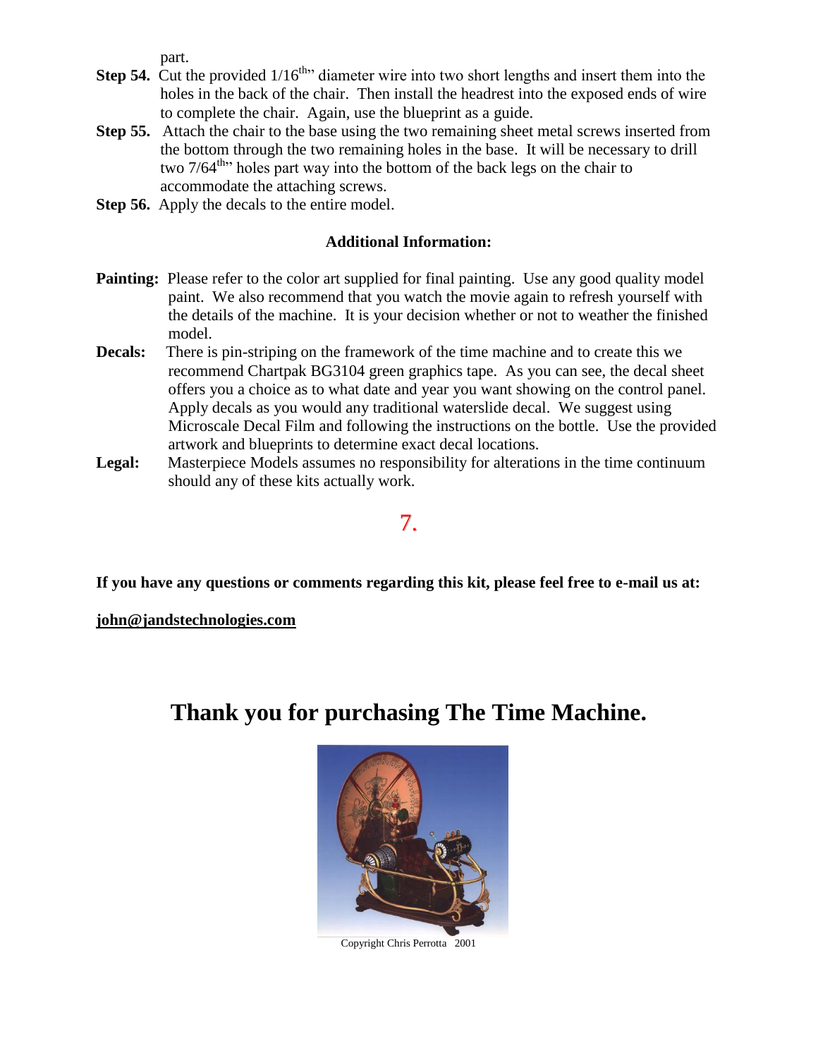part.

**Step 54.** Cut the provided 1/16th" diameter wire into two short lengths and insert them into the holes in the back of the chair. Then install the headrest into the exposed ends of wire to complete the chair. Again, use the blueprint as a guide.

**Step 55.** Attach the chair to the base using the two remaining sheet metal screws inserted from the bottom through the two remaining holes in the base. It will be necessary to drill two 7/64th" holes part way into the bottom of the back legs on the chair to accommodate the attaching screws.

**Step 56.** Apply the decals to the entire model.

**Additional Information:**

**Painting:** Please refer to the color art supplied for final painting. Use any good quality model paint. We also recommend that you watch the movie again to refresh yourself with the details of the machine. It is your decision whether or not to weather the finished model.

**Decals:** There is pin-striping on the framework of the time machine and to create this we recommend Chartpak BG3104 green graphics tape. As you can see, the decal sheet offers you a choice as to what date and year you want showing on the control panel. Apply decals as you would any traditional waterslide decal. We suggest using Microscale Decal Film and following the instructions on the bottle. Use the provided artwork and blueprints to determine exact decal locations.

**Legal:** Masterpiece Models assumes no responsibility for alterations in the time continuum should any of these kits actually work.

**If you have any questions or comments regarding this kit, please feel free to e-mail us at:**

**john@jandstechnologies.com**

# Thank you for purchasing The Time Machine.

Copyright Chris Perrotta 2001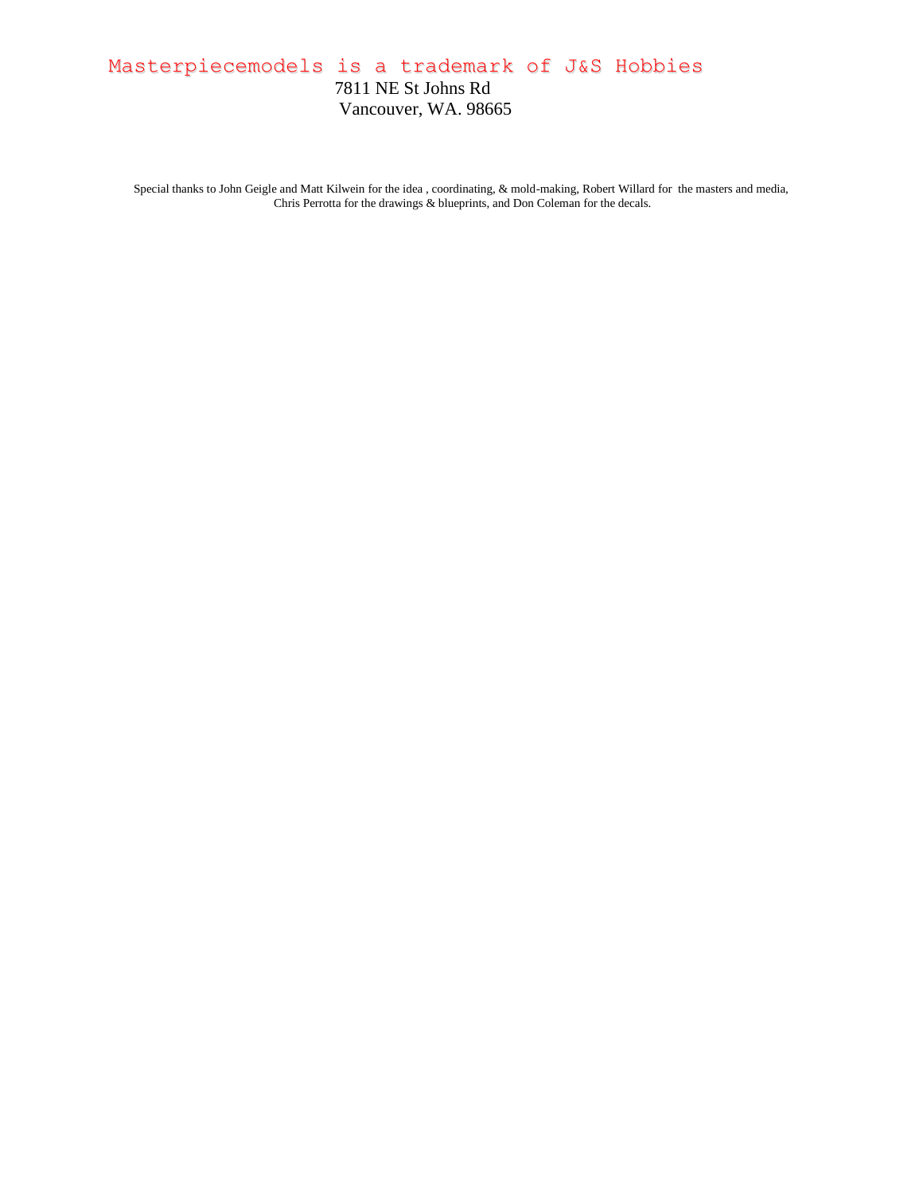Masterpiecemodels is a trademark of J&S Hobbies

7811 NE St Johns Rd
Vancouver, WA. 98665

Special thanks to John Geigle and Matt Kilwein for the idea , coordinating, & mold-making, Robert Willard for the masters and media, Chris Perrotta for the drawings & blueprints, and Don Coleman for the decals.